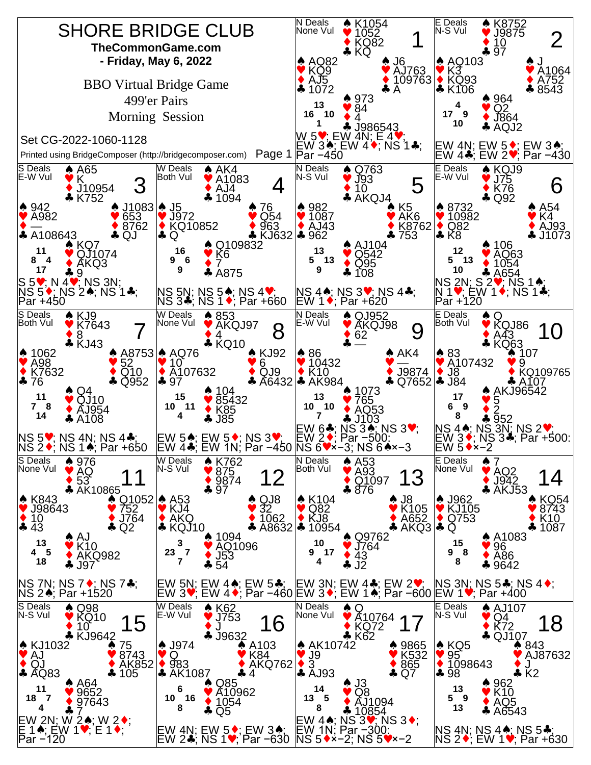# SHORE BRIDGE CLUB

**TheCommonGame.com**

**- Friday, May 6, 2022**

BBO Virtual Bridge Game

499'er Pairs

Morning Session

Set CG-2022-1060-1128

Printed using BridgeComposer (http://bridgecomposer.com)

## Board 1
N Deals, None Vul

- North: ♠ K1054 ♥ 1052 ♦ KQ82 ♣ KQ
- West: ♠ AQ82 ♥ KQ9 ♦ AJ5 ♣ 1072
- East: ♠ J6 ♥ AJ763 ♦ 109763 ♣ A
- South: ♠ 973 ♥ 84 ♦ 4 ♣ J986543

HCP: N 13, W 16, E 10, S 1

W 5♥; EW 4N; E 4♥; EW 3♠; EW 4♦; NS 1♣; Par −450

## Board 2
E Deals, N-S Vul

- North: ♠ K8752 ♥ J9875 ♦ 10 ♣ 97
- West: ♠ AQ103 ♥ K3 ♦ KQ93 ♣ K106
- East: ♠ J ♥ A1064 ♦ A752 ♣ 8543
- South: ♠ 964 ♥ Q2 ♦ J864 ♣ AQJ2

HCP: N 4, W 17, E 9, S 10

EW 4N; EW 5♦; EW 3♠; EW 4♣; EW 2♥; Par −430

## Board 3
S Deals, E-W Vul

- North: ♠ A65 ♥ K ♦ J10954 ♣ K752
- West: ♠ 942 ♥ A982 ♦ — ♣ A108643
- East: ♠ J1083 ♥ 653 ♦ 8762 ♣ QJ
- South: ♠ KQ7 ♥ QJ1074 ♦ AKQ3 ♣ 9

HCP: N 11, W 8, E 4, S 17

S 5♥; N 4♥; NS 3N; NS 5♦; NS 2♠; NS 1♣; Par +450

## Board 4
W Deals, Both Vul

- North: ♠ AK4 ♥ A1083 ♦ AJ4 ♣ 1094
- West: ♠ J5 ♥ J972 ♦ KQ10852 ♣ Q
- East: ♠ 76 ♥ Q54 ♦ 963 ♣ KJ632
- South: ♠ Q109832 ♥ K6 ♦ 7 ♣ A875

HCP: N 16, W 9, E 6, S 9

NS 5N; NS 5♠; NS 4♥; NS 3♣; NS 1♦; Par +660

## Board 5
N Deals, N-S Vul

- North: ♠ Q763 ♥ J93 ♦ 10 ♣ AKQJ4
- West: ♠ 982 ♥ 1087 ♦ AJ43 ♣ 962
- East: ♠ K5 ♥ AK6 ♦ K8762 ♣ 753
- South: ♠ AJ104 ♥ Q542 ♦ Q95 ♣ 108

HCP: N 13, W 5, E 13, S 9

NS 4♠; NS 3♥; NS 4♣; EW 1♦; Par +620

## Board 6
E Deals, E-W Vul

- North: ♠ KQJ9 ♥ J75 ♦ K76 ♣ Q92
- West: ♠ 8732 ♥ 10982 ♦ Q82 ♣ K8
- East: ♠ A54 ♥ K4 ♦ AJ93 ♣ J1073
- South: ♠ 106 ♥ AQ63 ♦ 1054 ♣ A654

HCP: N 12, W 5, E 13, S 10

NS 2N; S 2♥; NS 1♠; N 1♥; EW 1♦; NS 1♣; Par +120

## Board 7
S Deals, Both Vul

- North: ♠ KJ9 ♥ K7643 ♦ 8 ♣ KJ43
- West: ♠ 1062 ♥ A98 ♦ K7632 ♣ 76
- East: ♠ A8753 ♥ 52 ♦ Q10 ♣ Q952
- South: ♠ Q4 ♥ QJ10 ♦ AJ954 ♣ A108

HCP: N 11, W 7, E 8, S 14

NS 5♥; NS 4N; NS 4♣; NS 2♦; NS 1♠; Par +650

## Board 8
W Deals, None Vul

- North: ♠ 853 ♥ AKQJ97 ♦ 4 ♣ KQ10
- West: ♠ AQ76 ♥ 10 ♦ A107632 ♣ 97
- East: ♠ KJ92 ♥ 6 ♦ QJ9 ♣ A6432
- South: ♠ 104 ♥ 85432 ♦ K85 ♣ J85

HCP: N 15, W 10, E 11, S 4

EW 5♠; EW 5♦; NS 3♥; EW 4♣; EW 1N; Par −450

## Board 9
N Deals, E-W Vul

- North: ♠ QJ952 ♥ AKQJ98 ♦ 62 ♣ —
- West: ♠ 86 ♥ 10432 ♦ K10 ♣ AK984
- East: ♠ AK4 ♥ — ♦ J9874 ♣ Q7652
- South: ♠ 1073 ♥ 765 ♦ AQ53 ♣ J103

HCP: N 13, W 10, E 10, S 7

EW 6♣; NS 3♠; NS 3♥; EW 2♦; Par −500: NS 6♥×−3; NS 6♠×−3

## Board 10
E Deals, Both Vul

- North: ♠ Q ♥ KQJ86 ♦ A43 ♣ KQ63
- West: ♠ 83 ♥ A107432 ♦ J8 ♣ J84
- East: ♠ 107 ♥ 9 ♦ KQ109765 ♣ A107
- South: ♠ AKJ96542 ♥ 5 ♦ 2 ♣ 952

HCP: N 17, W 6, E 9, S 8

NS 4♠; NS 3N; NS 2♥; EW 3♦; NS 3♣; Par +500: EW 5♦×−2

## Board 11
S Deals, None Vul

- North: ♠ 976 ♥ AQ ♦ 53 ♣ AK10865
- West: ♠ K843 ♥ J98643 ♦ 10 ♣ 43
- East: ♠ Q1052 ♥ 752 ♦ J764 ♣ Q2
- South: ♠ AJ ♥ K10 ♦ AKQ982 ♣ J97

HCP: N 13, W 4, E 5, S 18

NS 7N; NS 7♦; NS 7♣; NS 2♠; Par +1520

## Board 12
W Deals, N-S Vul

- North: ♠ K762 ♥ 875 ♦ 9874 ♣ 97
- West: ♠ A53 ♥ KJ4 ♦ AKQ ♣ KQJ10
- East: ♠ QJ8 ♥ 32 ♦ 1062 ♣ A8632
- South: ♠ 1094 ♥ AQ1096 ♦ J53 ♣ 54

HCP: N 3, W 23, E 7, S 7

EW 5N; EW 4♠; EW 5♣; EW 3♥; EW 4♦; Par −460

## Board 13
N Deals, Both Vul

- North: ♠ A53 ♥ A93 ♦ Q1097 ♣ 876
- West: ♠ K104 ♥ Q82 ♦ KJ8 ♣ 10954
- East: ♠ J8 ♥ K105 ♦ A652 ♣ AKQ3
- South: ♠ Q9762 ♥ J764 ♦ 43 ♣ J2

HCP: N 10, W 9, E 17, S 4

EW 3N; EW 4♣; EW 2♥; EW 3♦; EW 1♠; Par −600

## Board 14
E Deals, None Vul

- North: ♠ 7 ♥ AQ2 ♦ J942 ♣ AKJ53
- West: ♠ J962 ♥ KJ105 ♦ Q753 ♣ Q
- East: ♠ KQ54 ♥ 8743 ♦ K10 ♣ 1087
- South: ♠ A1083 ♥ 96 ♦ A86 ♣ 9642

HCP: N 15, W 9, E 8, S 8

NS 3N; NS 5♣; NS 4♦; EW 1♥; Par +400

## Board 15
S Deals, N-S Vul

- North: ♠ Q98 ♥ KQ10 ♦ 10 ♣ KJ9642
- West: ♠ KJ1032 ♥ AJ ♦ QJ ♣ AQ83
- East: ♠ 75 ♥ 8743 ♦ AK852 ♣ 105
- South: ♠ A64 ♥ 9652 ♦ 97643 ♣ 7

HCP: N 11, W 18, E 7, S 4

EW 2N; W 2♠; W 2♦; E 1♠; EW 1♥; E 1♦; Par −120

## Board 16
W Deals, E-W Vul

- North: ♠ K62 ♥ J753 ♦ J ♣ J9632
- West: ♠ J974 ♥ Q ♦ 983 ♣ AK1087
- East: ♠ A103 ♥ K84 ♦ AKQ762 ♣ 4
- South: ♠ Q85 ♥ A10962 ♦ 1054 ♣ Q5

HCP: N 6, W 10, E 16, S 8

EW 4N; EW 5♦; EW 3♠; EW 2♣; NS 1♥; Par −630

## Board 17
N Deals, None Vul

- North: ♠ Q ♥ A10764 ♦ KQ72 ♣ K62
- West: ♠ AK10742 ♥ J9 ♦ 3 ♣ AJ93
- East: ♠ 9865 ♥ K532 ♦ 865 ♣ Q7
- South: ♠ J3 ♥ Q8 ♦ AJ1094 ♣ 10854

HCP: N 14, W 13, E 5, S 8

EW 4♠; NS 3♥; NS 3♦; EW 1N; Par −300: NS 5♦×−2; NS 5♥×−2

## Board 18
E Deals, N-S Vul

- North: ♠ AJ107 ♥ Q4 ♦ K72 ♣ QJ107
- West: ♠ KQ5 ♥ 95 ♦ 1098643 ♣ 98
- East: ♠ 843 ♥ AJ87632 ♦ J ♣ K2
- South: ♠ 962 ♥ K10 ♦ AQ5 ♣ A6543

HCP: N 13, W 5, E 9, S 13

NS 4N; NS 4♠; NS 5♣; NS 2♦; EW 1♥; Par +630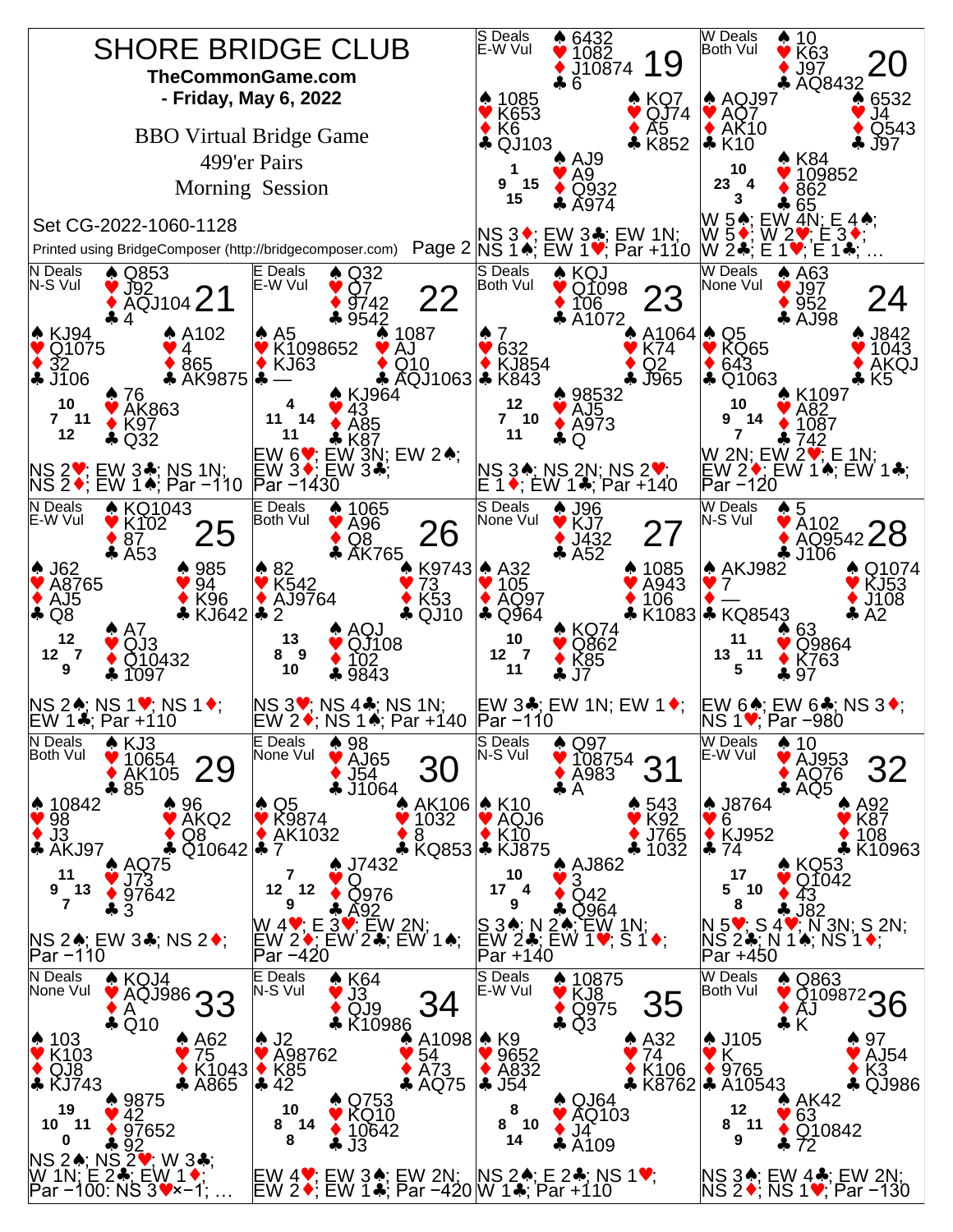# SHORE BRIDGE CLUB

**TheCommonGame.com**

**- Friday, May 6, 2022**

BBO Virtual Bridge Game

499'er Pairs

Morning Session

Set CG-2022-1060-1128

Printed using BridgeComposer (http://bridgecomposer.com)

---

## Board 19

S Deals, E-W Vul

North: ♠ 6432 ♥ 1082 ♦ J10874 ♣ 6

West: ♠ 1085 ♥ K653 ♦ K6 ♣ QJ103

East: ♠ KQ7 ♥ QJ74 ♦ A5 ♣ K852

South: ♠ AJ9 ♥ A9 ♦ Q932 ♣ A974

HCP: N 1, W 9, E 15, S 15

NS 3♦; EW 3♣; EW 1N; NS 1♠; EW 1♥; Par +110

## Board 20

W Deals, Both Vul

North: ♠ 10 ♥ K63 ♦ J97 ♣ AQ8432

West: ♠ AQJ97 ♥ AQ7 ♦ AK10 ♣ K10

East: ♠ 6532 ♥ J4 ♦ Q543 ♣ J97

South: ♠ K84 ♥ 109852 ♦ 862 ♣ 65

HCP: N 10, W 23, E 4, S 3

W 5♠; EW 4N; E 4♠; W 5♦; W 2♥; E 3♦; W 2♣; E 1♥; E 1♣; …

## Board 21

N Deals, N-S Vul

North: ♠ Q853 ♥ J92 ♦ AQJ104 ♣ 4

West: ♠ KJ94 ♥ Q1075 ♦ 32 ♣ J106

East: ♠ A102 ♥ 4 ♦ 865 ♣ AK9875

South: ♠ 76 ♥ AK863 ♦ K97 ♣ Q32

HCP: N 10, W 7, E 11, S 12

NS 2♥; EW 3♣; NS 1N; NS 2♦; EW 1♠; Par −110

## Board 22

E Deals, E-W Vul

North: ♠ Q32 ♥ Q7 ♦ 9742 ♣ 9542

West: ♠ A5 ♥ K1098652 ♦ KJ63 ♣ —

East: ♠ 1087 ♥ AJ ♦ Q10 ♣ AQJ1063

South: ♠ KJ964 ♥ 43 ♦ A85 ♣ K87

HCP: N 4, W 11, E 14, S 11

EW 6♥; EW 3N; EW 2♠; EW 3♦; EW 3♣; Par −1430

## Board 23

S Deals, Both Vul

North: ♠ KQJ ♥ Q1098 ♦ 106 ♣ A1072

West: ♠ 7 ♥ 632 ♦ KJ854 ♣ K843

East: ♠ A1064 ♥ K74 ♦ Q2 ♣ J965

South: ♠ 98532 ♥ AJ5 ♦ A973 ♣ Q

HCP: N 12, W 7, E 10, S 11

NS 3♠; NS 2N; NS 2♥; E 1♦; EW 1♣; Par +140

## Board 24

W Deals, None Vul

North: ♠ A63 ♥ J97 ♦ 952 ♣ AJ98

West: ♠ Q5 ♥ KQ65 ♦ 643 ♣ Q1063

East: ♠ J842 ♥ 1043 ♦ AKQJ ♣ K5

South: ♠ K1097 ♥ A82 ♦ 1087 ♣ 742

HCP: N 10, W 9, E 14, S 7

W 2N; EW 2♥; E 1N; EW 2♦; EW 1♠; EW 1♣; Par −120

## Board 25

N Deals, E-W Vul

North: ♠ KQ1043 ♥ K102 ♦ 87 ♣ A53

West: ♠ J62 ♥ A8765 ♦ AJ5 ♣ Q8

East: ♠ 985 ♥ 94 ♦ K96 ♣ KJ642

South: ♠ A7 ♥ QJ3 ♦ Q10432 ♣ 1097

HCP: N 12, W 12, E 7, S 9

NS 2♠; NS 1♥; NS 1♦; EW 1♣; Par +110

## Board 26

E Deals, Both Vul

North: ♠ 1065 ♥ A96 ♦ Q8 ♣ AK765

West: ♠ 82 ♥ K542 ♦ AJ9764 ♣ 2

East: ♠ K9743 ♥ 73 ♦ K53 ♣ QJ10

South: ♠ AQJ ♥ QJ108 ♦ 102 ♣ 9843

HCP: N 13, W 8, E 9, S 10

NS 3♥; NS 4♣; NS 1N; EW 2♦; NS 1♠; Par +140

## Board 27

S Deals, None Vul

North: ♠ J96 ♥ KJ7 ♦ J432 ♣ A52

West: ♠ A32 ♥ 105 ♦ AQ97 ♣ Q964

East: ♠ 1085 ♥ A943 ♦ 106 ♣ K1083

South: ♠ KQ74 ♥ Q862 ♦ K85 ♣ J7

HCP: N 10, W 12, E 7, S 11

EW 3♣; EW 1N; EW 1♦; Par −110

## Board 28

W Deals, N-S Vul

North: ♠ 5 ♥ A102 ♦ AQ9542 ♣ J106

West: ♠ AKJ982 ♥ 7 ♦ — ♣ KQ8543

East: ♠ Q1074 ♥ KJ53 ♦ J108 ♣ A2

South: ♠ 63 ♥ Q9864 ♦ K763 ♣ 97

HCP: N 11, W 13, E 11, S 5

EW 6♠; EW 6♣; NS 3♦; NS 1♥; Par −980

## Board 29

N Deals, Both Vul

North: ♠ KJ3 ♥ 10654 ♦ AK105 ♣ 85

West: ♠ 10842 ♥ 98 ♦ J3 ♣ AKJ97

East: ♠ 96 ♥ AKQ2 ♦ Q8 ♣ Q10642

South: ♠ AQ75 ♥ J73 ♦ 97642 ♣ 3

HCP: N 11, W 9, E 13, S 7

NS 2♠; EW 3♣; NS 2♦; Par −110

## Board 30

E Deals, None Vul

North: ♠ 98 ♥ AJ65 ♦ J54 ♣ J1064

West: ♠ Q5 ♥ K9874 ♦ AK1032 ♣ 7

East: ♠ AK106 ♥ 1032 ♦ 8 ♣ KQ853

South: ♠ J7432 ♥ Q ♦ Q976 ♣ A92

HCP: N 7, W 12, E 12, S 9

W 4♥; E 3♥; EW 2N; EW 2♦; EW 2♣; EW 1♠; Par −420

## Board 31

S Deals, N-S Vul

North: ♠ Q97 ♥ 108754 ♦ A983 ♣ A

West: ♠ K10 ♥ AQJ6 ♦ K10 ♣ KJ875

East: ♠ 543 ♥ K92 ♦ J765 ♣ 1032

South: ♠ AJ862 ♥ 3 ♦ Q42 ♣ Q964

HCP: N 10, W 17, E 4, S 9

S 3♠; N 2♠; EW 1N; EW 2♣; EW 1♥; S 1♦; Par +140

## Board 32

W Deals, E-W Vul

North: ♠ 10 ♥ AJ953 ♦ AQ76 ♣ AQ5

West: ♠ J8764 ♥ 6 ♦ KJ952 ♣ 74

East: ♠ A92 ♥ K87 ♦ 108 ♣ K10963

South: ♠ KQ53 ♥ Q1042 ♦ 43 ♣ J82

HCP: N 17, W 5, E 10, S 8

N 5♥; S 4♥; N 3N; S 2N; NS 2♣; N 1♠; NS 1♦; Par +450

## Board 33

N Deals, None Vul

North: ♠ KQJ4 ♥ AQJ986 ♦ A ♣ Q10

West: ♠ 103 ♥ K103 ♦ QJ8 ♣ KJ743

East: ♠ A62 ♥ 75 ♦ K1043 ♣ A865

South: ♠ 9875 ♥ 42 ♦ 97652 ♣ 92

HCP: N 19, W 10, E 11, S 0

NS 2♠; NS 2♥; W 3♣; W 1N; E 2♣; EW 1♦; Par −100: NS 3♥×−1; …

## Board 34

E Deals, N-S Vul

North: ♠ K64 ♥ J3 ♦ QJ9 ♣ K10986

West: ♠ J2 ♥ A98762 ♦ K85 ♣ 42

East: ♠ A1098 ♥ 54 ♦ A73 ♣ AQ75

South: ♠ Q753 ♥ KQ10 ♦ 10642 ♣ J3

HCP: N 10, W 8, E 14, S 8

EW 4♥; EW 3♠; EW 2N; EW 2♦; EW 1♣; Par −420

## Board 35

S Deals, E-W Vul

North: ♠ 10875 ♥ KJ8 ♦ Q975 ♣ Q3

West: ♠ K9 ♥ 9652 ♦ A832 ♣ J54

East: ♠ A32 ♥ 74 ♦ K106 ♣ K8762

South: ♠ QJ64 ♥ AQ103 ♦ J4 ♣ A109

HCP: N 8, W 8, E 10, S 14

NS 2♠; E 2♣; NS 1♥; W 1♣; Par +110

## Board 36

W Deals, Both Vul

North: ♠ Q863 ♥ Q109872 ♦ AJ ♣ K

West: ♠ J105 ♥ K ♦ 9765 ♣ A10543

East: ♠ 97 ♥ AJ54 ♦ K3 ♣ QJ986

South: ♠ AK42 ♥ 63 ♦ Q10842 ♣ 72

HCP: N 12, W 8, E 11, S 9

NS 3♠; EW 4♣; EW 2N; NS 2♦; NS 1♥; Par −130